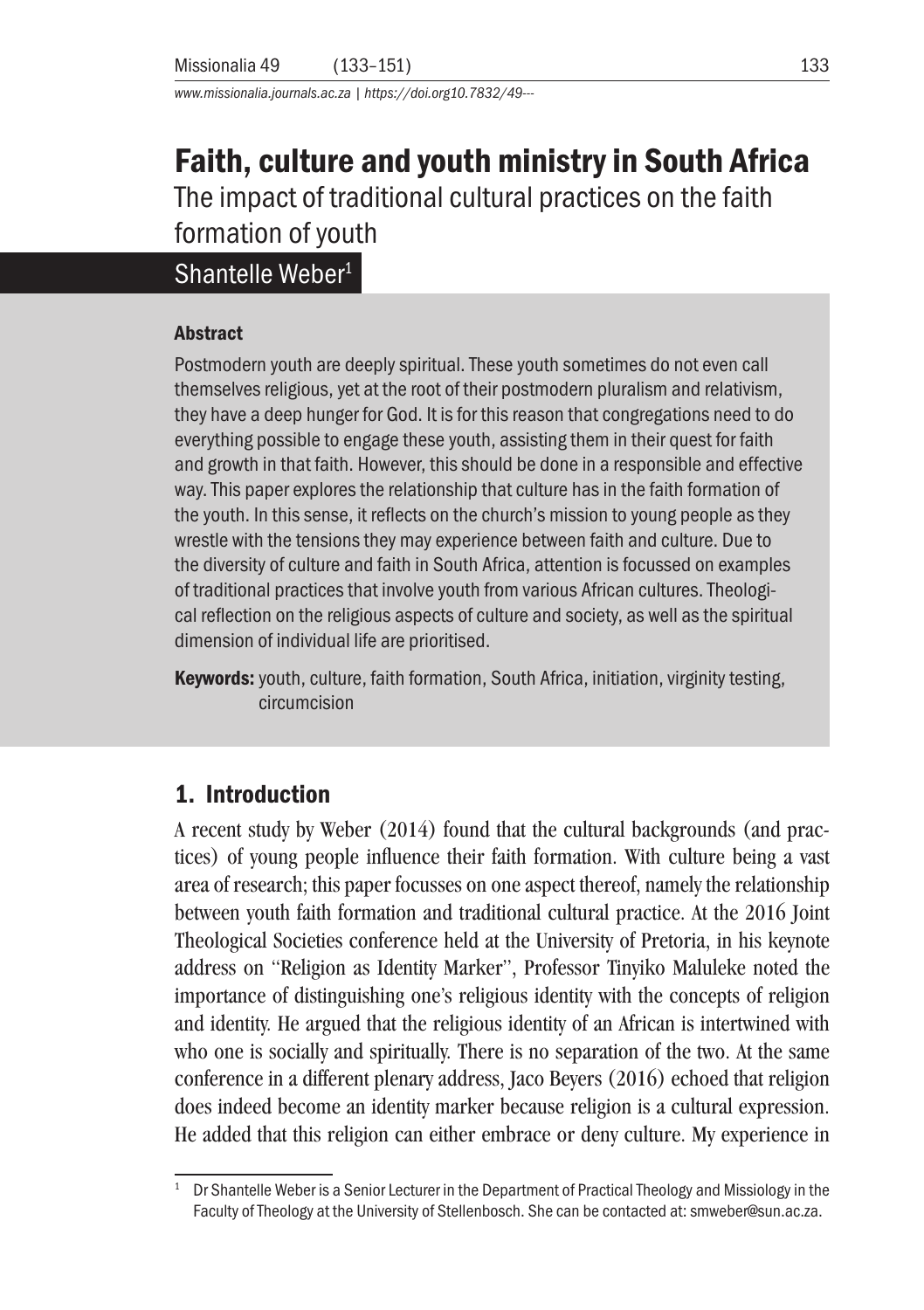# Faith, culture and youth ministry in South Africa

## The impact of traditional cultural practices on the faith formation of youth

Shantelle Weber[1]

### Abstract

Postmodern youth are deeply spiritual. These youth sometimes do not even call themselves religious, yet at the root of their postmodern pluralism and relativism, they have a deep hunger for God. It is for this reason that congregations need to do everything possible to engage these youth, assisting them in their quest for faith and growth in that faith. However, this should be done in a responsible and effective way. This paper explores the relationship that culture has in the faith formation of the youth. In this sense, it reflects on the church's mission to young people as they wrestle with the tensions they may experience between faith and culture. Due to the diversity of culture and faith in South Africa, attention is focussed on examples of traditional practices that involve youth from various African cultures. Theological reflection on the religious aspects of culture and society, as well as the spiritual dimension of individual life are prioritised.

**Keywords:** youth, culture, faith formation, South Africa, initiation, virginity testing, circumcision

## 1. Introduction

A recent study by Weber (2014) found that the cultural backgrounds (and practices) of young people influence their faith formation. With culture being a vast area of research; this paper focusses on one aspect thereof, namely the relationship between youth faith formation and traditional cultural practice. At the 2016 Joint Theological Societies conference held at the University of Pretoria, in his keynote address on "Religion as Identity Marker", Professor Tinyiko Maluleke noted the importance of distinguishing one's religious identity with the concepts of religion and identity. He argued that the religious identity of an African is intertwined with who one is socially and spiritually. There is no separation of the two. At the same conference in a different plenary address, Jaco Beyers (2016) echoed that religion does indeed become an identity marker because religion is a cultural expression. He added that this religion can either embrace or deny culture. My experience in

[1] Dr Shantelle Weber is a Senior Lecturer in the Department of Practical Theology and Missiology in the Faculty of Theology at the University of Stellenbosch. She can be contacted at: smweber@sun.ac.za.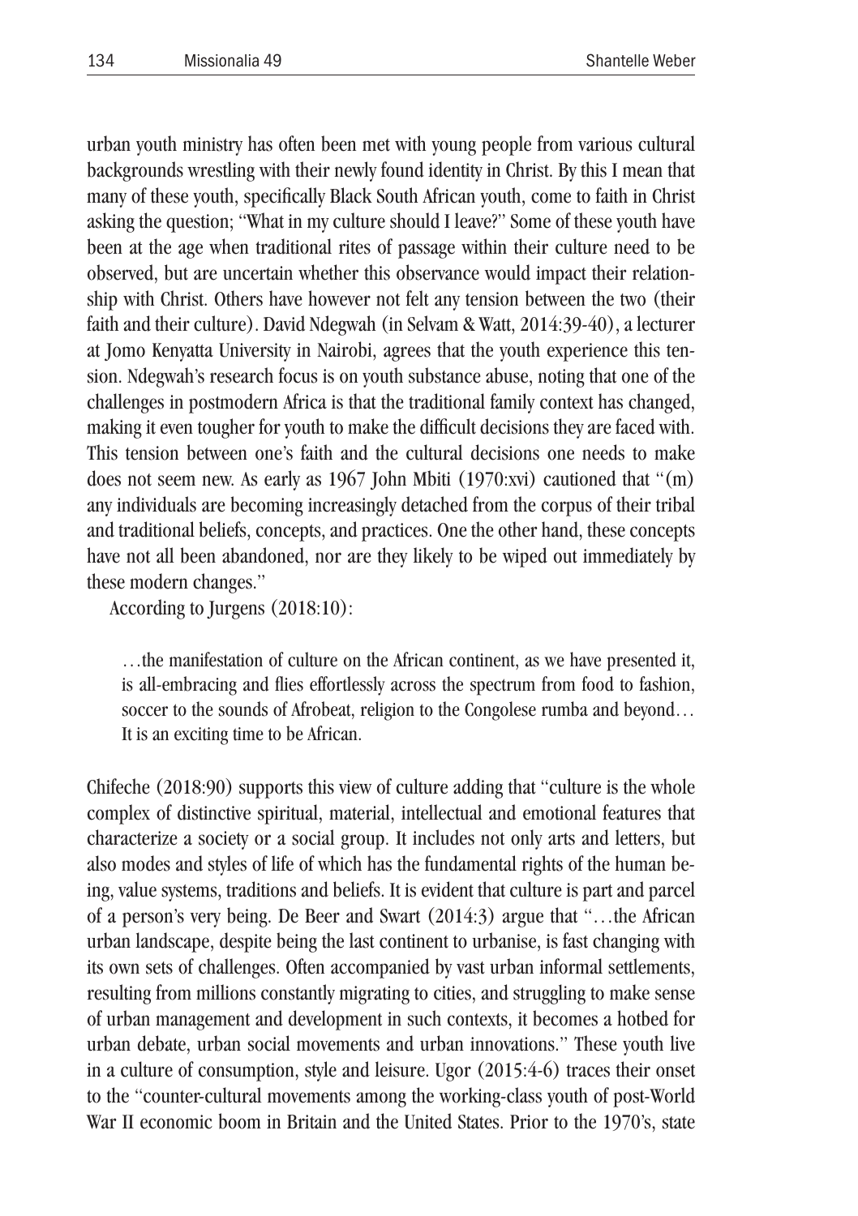urban youth ministry has often been met with young people from various cultural backgrounds wrestling with their newly found identity in Christ. By this I mean that many of these youth, specifically Black South African youth, come to faith in Christ asking the question; "What in my culture should I leave?" Some of these youth have been at the age when traditional rites of passage within their culture need to be observed, but are uncertain whether this observance would impact their relationship with Christ. Others have however not felt any tension between the two (their faith and their culture). David Ndegwah (in Selvam & Watt, 2014:39-40), a lecturer at Jomo Kenyatta University in Nairobi, agrees that the youth experience this tension. Ndegwah's research focus is on youth substance abuse, noting that one of the challenges in postmodern Africa is that the traditional family context has changed, making it even tougher for youth to make the difficult decisions they are faced with. This tension between one's faith and the cultural decisions one needs to make does not seem new. As early as 1967 John Mbiti (1970:xvi) cautioned that "(m) any individuals are becoming increasingly detached from the corpus of their tribal and traditional beliefs, concepts, and practices. One the other hand, these concepts have not all been abandoned, nor are they likely to be wiped out immediately by these modern changes."

According to Jurgens (2018:10):

> …the manifestation of culture on the African continent, as we have presented it, is all-embracing and flies effortlessly across the spectrum from food to fashion, soccer to the sounds of Afrobeat, religion to the Congolese rumba and beyond… It is an exciting time to be African.

Chifeche (2018:90) supports this view of culture adding that "culture is the whole complex of distinctive spiritual, material, intellectual and emotional features that characterize a society or a social group. It includes not only arts and letters, but also modes and styles of life of which has the fundamental rights of the human being, value systems, traditions and beliefs. It is evident that culture is part and parcel of a person's very being. De Beer and Swart (2014:3) argue that "…the African urban landscape, despite being the last continent to urbanise, is fast changing with its own sets of challenges. Often accompanied by vast urban informal settlements, resulting from millions constantly migrating to cities, and struggling to make sense of urban management and development in such contexts, it becomes a hotbed for urban debate, urban social movements and urban innovations." These youth live in a culture of consumption, style and leisure. Ugor (2015:4-6) traces their onset to the "counter-cultural movements among the working-class youth of post-World War II economic boom in Britain and the United States. Prior to the 1970's, state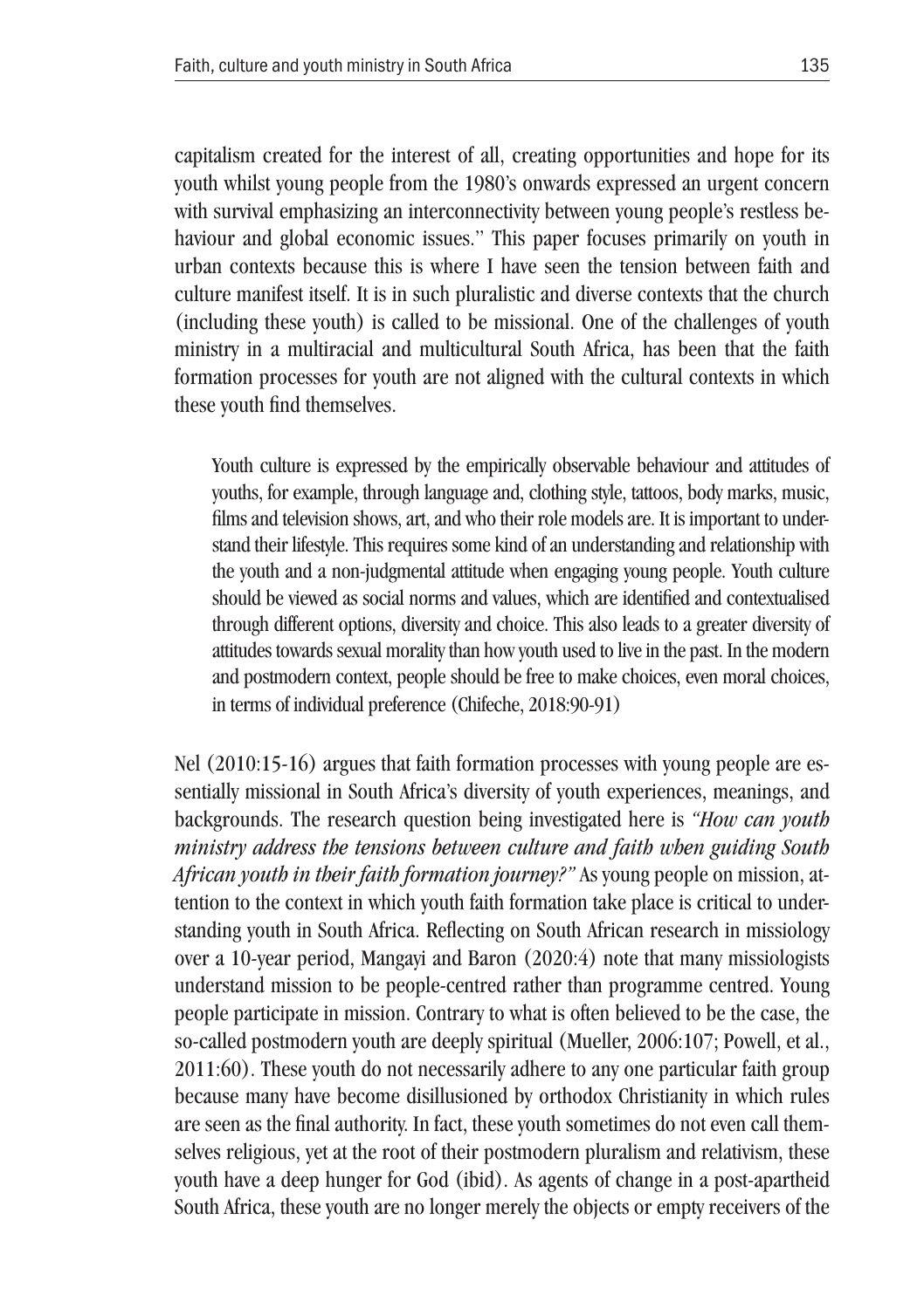capitalism created for the interest of all, creating opportunities and hope for its youth whilst young people from the 1980's onwards expressed an urgent concern with survival emphasizing an interconnectivity between young people's restless behaviour and global economic issues." This paper focuses primarily on youth in urban contexts because this is where I have seen the tension between faith and culture manifest itself. It is in such pluralistic and diverse contexts that the church (including these youth) is called to be missional. One of the challenges of youth ministry in a multiracial and multicultural South Africa, has been that the faith formation processes for youth are not aligned with the cultural contexts in which these youth find themselves.

> Youth culture is expressed by the empirically observable behaviour and attitudes of youths, for example, through language and, clothing style, tattoos, body marks, music, films and television shows, art, and who their role models are. It is important to understand their lifestyle. This requires some kind of an understanding and relationship with the youth and a non-judgmental attitude when engaging young people. Youth culture should be viewed as social norms and values, which are identified and contextualised through different options, diversity and choice. This also leads to a greater diversity of attitudes towards sexual morality than how youth used to live in the past. In the modern and postmodern context, people should be free to make choices, even moral choices, in terms of individual preference (Chifeche, 2018:90-91)

Nel (2010:15-16) argues that faith formation processes with young people are essentially missional in South Africa's diversity of youth experiences, meanings, and backgrounds. The research question being investigated here is *"How can youth ministry address the tensions between culture and faith when guiding South African youth in their faith formation journey?"* As young people on mission, attention to the context in which youth faith formation take place is critical to understanding youth in South Africa. Reflecting on South African research in missiology over a 10-year period, Mangayi and Baron (2020:4) note that many missiologists understand mission to be people-centred rather than programme centred. Young people participate in mission. Contrary to what is often believed to be the case, the so-called postmodern youth are deeply spiritual (Mueller, 2006:107; Powell, et al., 2011:60). These youth do not necessarily adhere to any one particular faith group because many have become disillusioned by orthodox Christianity in which rules are seen as the final authority. In fact, these youth sometimes do not even call themselves religious, yet at the root of their postmodern pluralism and relativism, these youth have a deep hunger for God (ibid). As agents of change in a post-apartheid South Africa, these youth are no longer merely the objects or empty receivers of the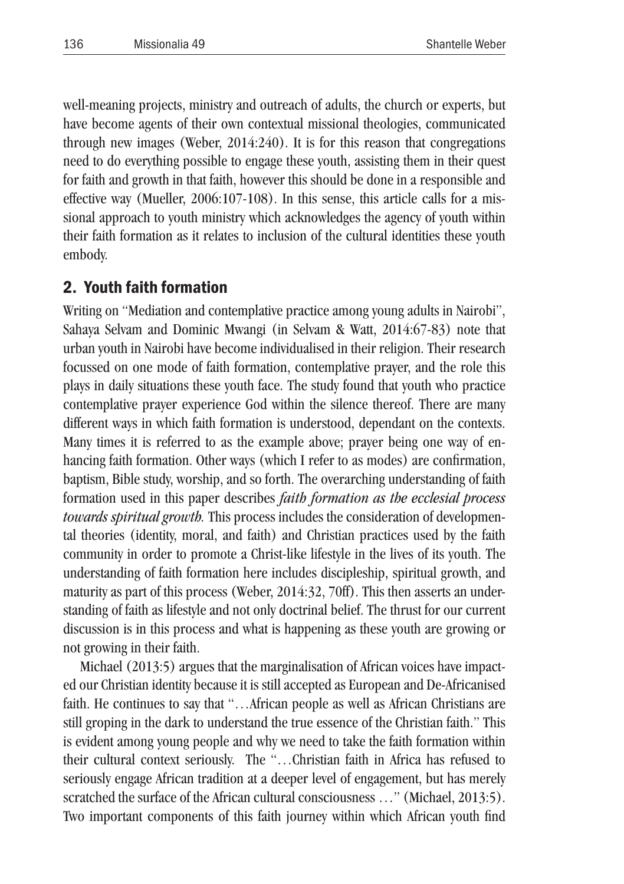well-meaning projects, ministry and outreach of adults, the church or experts, but have become agents of their own contextual missional theologies, communicated through new images (Weber, 2014:240). It is for this reason that congregations need to do everything possible to engage these youth, assisting them in their quest for faith and growth in that faith, however this should be done in a responsible and effective way (Mueller, 2006:107-108). In this sense, this article calls for a missional approach to youth ministry which acknowledges the agency of youth within their faith formation as it relates to inclusion of the cultural identities these youth embody.

## 2. Youth faith formation

Writing on "Mediation and contemplative practice among young adults in Nairobi", Sahaya Selvam and Dominic Mwangi (in Selvam & Watt, 2014:67-83) note that urban youth in Nairobi have become individualised in their religion. Their research focussed on one mode of faith formation, contemplative prayer, and the role this plays in daily situations these youth face. The study found that youth who practice contemplative prayer experience God within the silence thereof. There are many different ways in which faith formation is understood, dependant on the contexts. Many times it is referred to as the example above; prayer being one way of enhancing faith formation. Other ways (which I refer to as modes) are confirmation, baptism, Bible study, worship, and so forth. The overarching understanding of faith formation used in this paper describes *faith formation as the ecclesial process towards spiritual growth.* This process includes the consideration of developmental theories (identity, moral, and faith) and Christian practices used by the faith community in order to promote a Christ-like lifestyle in the lives of its youth. The understanding of faith formation here includes discipleship, spiritual growth, and maturity as part of this process (Weber, 2014:32, 70ff). This then asserts an understanding of faith as lifestyle and not only doctrinal belief. The thrust for our current discussion is in this process and what is happening as these youth are growing or not growing in their faith.

Michael (2013:5) argues that the marginalisation of African voices have impacted our Christian identity because it is still accepted as European and De-Africanised faith. He continues to say that "…African people as well as African Christians are still groping in the dark to understand the true essence of the Christian faith." This is evident among young people and why we need to take the faith formation within their cultural context seriously. The "…Christian faith in Africa has refused to seriously engage African tradition at a deeper level of engagement, but has merely scratched the surface of the African cultural consciousness …" (Michael, 2013:5). Two important components of this faith journey within which African youth find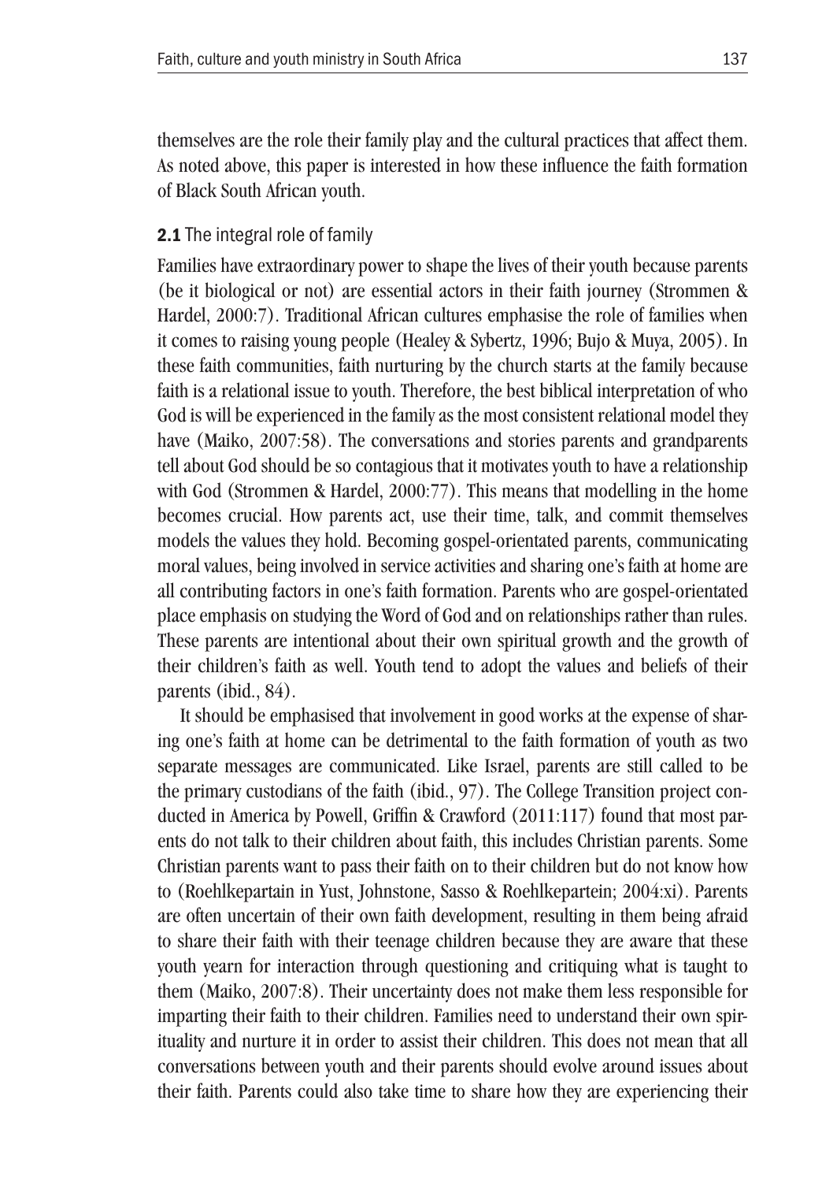themselves are the role their family play and the cultural practices that affect them. As noted above, this paper is interested in how these influence the faith formation of Black South African youth.

### **2.1** The integral role of family

Families have extraordinary power to shape the lives of their youth because parents (be it biological or not) are essential actors in their faith journey (Strommen & Hardel, 2000:7). Traditional African cultures emphasise the role of families when it comes to raising young people (Healey & Sybertz, 1996; Bujo & Muya, 2005). In these faith communities, faith nurturing by the church starts at the family because faith is a relational issue to youth. Therefore, the best biblical interpretation of who God is will be experienced in the family as the most consistent relational model they have (Maiko, 2007:58). The conversations and stories parents and grandparents tell about God should be so contagious that it motivates youth to have a relationship with God (Strommen & Hardel, 2000:77). This means that modelling in the home becomes crucial. How parents act, use their time, talk, and commit themselves models the values they hold. Becoming gospel-orientated parents, communicating moral values, being involved in service activities and sharing one's faith at home are all contributing factors in one's faith formation. Parents who are gospel-orientated place emphasis on studying the Word of God and on relationships rather than rules. These parents are intentional about their own spiritual growth and the growth of their children's faith as well. Youth tend to adopt the values and beliefs of their parents (ibid., 84).

It should be emphasised that involvement in good works at the expense of sharing one's faith at home can be detrimental to the faith formation of youth as two separate messages are communicated. Like Israel, parents are still called to be the primary custodians of the faith (ibid., 97). The College Transition project conducted in America by Powell, Griffin & Crawford (2011:117) found that most parents do not talk to their children about faith, this includes Christian parents. Some Christian parents want to pass their faith on to their children but do not know how to (Roehlkepartain in Yust, Johnstone, Sasso & Roehlkepartein; 2004:xi). Parents are often uncertain of their own faith development, resulting in them being afraid to share their faith with their teenage children because they are aware that these youth yearn for interaction through questioning and critiquing what is taught to them (Maiko, 2007:8). Their uncertainty does not make them less responsible for imparting their faith to their children. Families need to understand their own spirituality and nurture it in order to assist their children. This does not mean that all conversations between youth and their parents should evolve around issues about their faith. Parents could also take time to share how they are experiencing their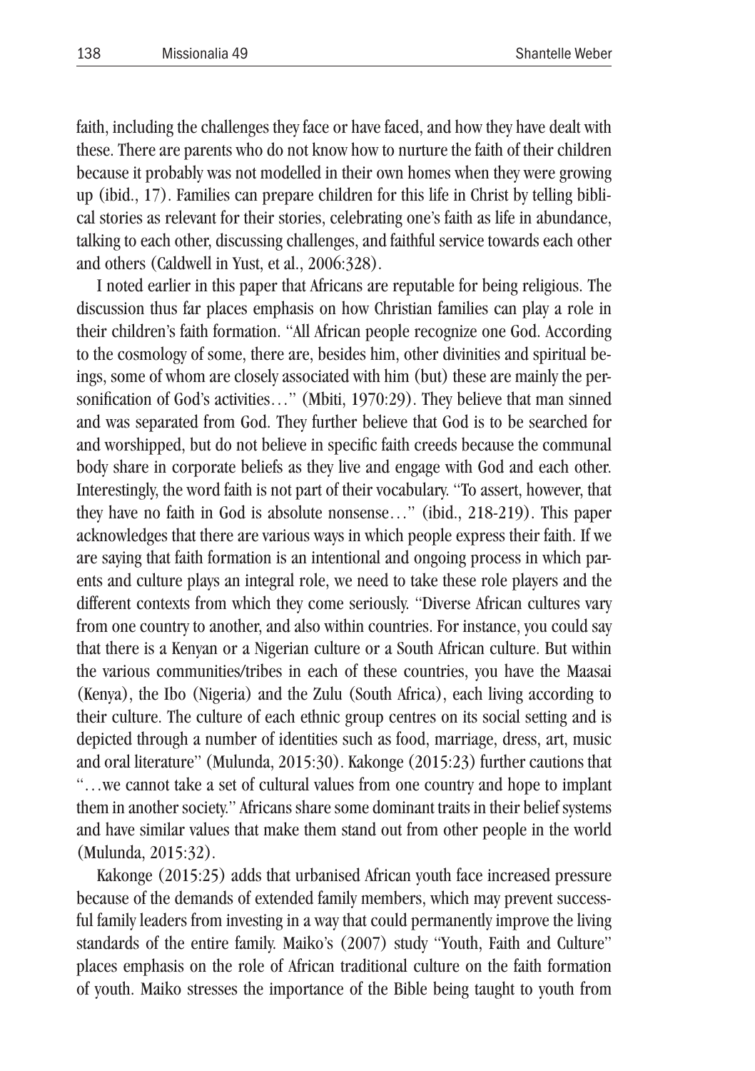faith, including the challenges they face or have faced, and how they have dealt with these. There are parents who do not know how to nurture the faith of their children because it probably was not modelled in their own homes when they were growing up (ibid., 17). Families can prepare children for this life in Christ by telling biblical stories as relevant for their stories, celebrating one's faith as life in abundance, talking to each other, discussing challenges, and faithful service towards each other and others (Caldwell in Yust, et al., 2006:328).

I noted earlier in this paper that Africans are reputable for being religious. The discussion thus far places emphasis on how Christian families can play a role in their children's faith formation. "All African people recognize one God. According to the cosmology of some, there are, besides him, other divinities and spiritual beings, some of whom are closely associated with him (but) these are mainly the personification of God's activities…" (Mbiti, 1970:29). They believe that man sinned and was separated from God. They further believe that God is to be searched for and worshipped, but do not believe in specific faith creeds because the communal body share in corporate beliefs as they live and engage with God and each other. Interestingly, the word faith is not part of their vocabulary. "To assert, however, that they have no faith in God is absolute nonsense…" (ibid., 218-219). This paper acknowledges that there are various ways in which people express their faith. If we are saying that faith formation is an intentional and ongoing process in which parents and culture plays an integral role, we need to take these role players and the different contexts from which they come seriously. "Diverse African cultures vary from one country to another, and also within countries. For instance, you could say that there is a Kenyan or a Nigerian culture or a South African culture. But within the various communities/tribes in each of these countries, you have the Maasai (Kenya), the Ibo (Nigeria) and the Zulu (South Africa), each living according to their culture. The culture of each ethnic group centres on its social setting and is depicted through a number of identities such as food, marriage, dress, art, music and oral literature" (Mulunda, 2015:30). Kakonge (2015:23) further cautions that "…we cannot take a set of cultural values from one country and hope to implant them in another society." Africans share some dominant traits in their belief systems and have similar values that make them stand out from other people in the world (Mulunda, 2015:32).

Kakonge (2015:25) adds that urbanised African youth face increased pressure because of the demands of extended family members, which may prevent successful family leaders from investing in a way that could permanently improve the living standards of the entire family. Maiko's (2007) study "Youth, Faith and Culture" places emphasis on the role of African traditional culture on the faith formation of youth. Maiko stresses the importance of the Bible being taught to youth from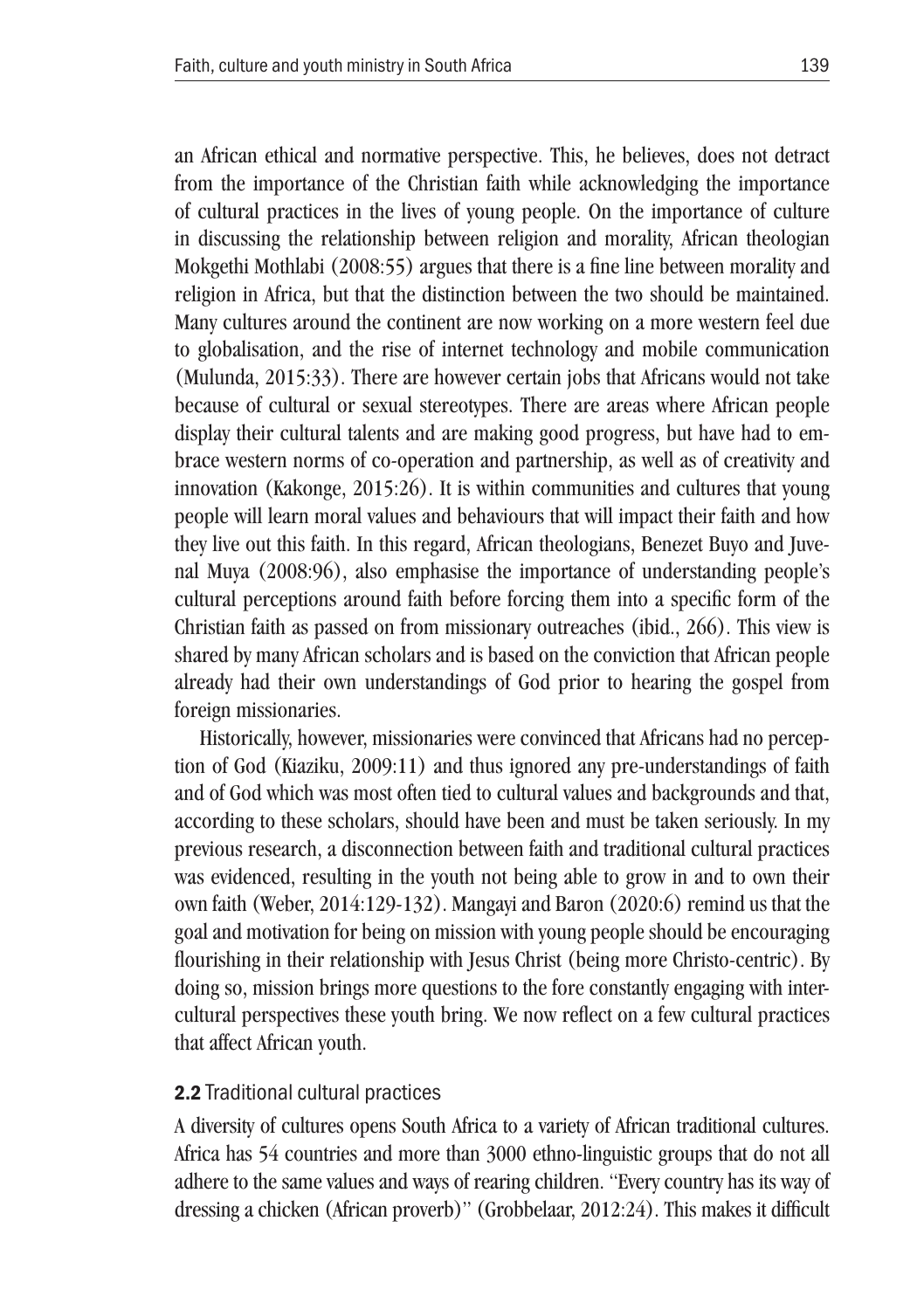an African ethical and normative perspective. This, he believes, does not detract from the importance of the Christian faith while acknowledging the importance of cultural practices in the lives of young people. On the importance of culture in discussing the relationship between religion and morality, African theologian Mokgethi Mothlabi (2008:55) argues that there is a fine line between morality and religion in Africa, but that the distinction between the two should be maintained. Many cultures around the continent are now working on a more western feel due to globalisation, and the rise of internet technology and mobile communication (Mulunda, 2015:33). There are however certain jobs that Africans would not take because of cultural or sexual stereotypes. There are areas where African people display their cultural talents and are making good progress, but have had to embrace western norms of co-operation and partnership, as well as of creativity and innovation (Kakonge, 2015:26). It is within communities and cultures that young people will learn moral values and behaviours that will impact their faith and how they live out this faith. In this regard, African theologians, Benezet Buyo and Juvenal Muya (2008:96), also emphasise the importance of understanding people's cultural perceptions around faith before forcing them into a specific form of the Christian faith as passed on from missionary outreaches (ibid., 266). This view is shared by many African scholars and is based on the conviction that African people already had their own understandings of God prior to hearing the gospel from foreign missionaries.

Historically, however, missionaries were convinced that Africans had no perception of God (Kiaziku, 2009:11) and thus ignored any pre-understandings of faith and of God which was most often tied to cultural values and backgrounds and that, according to these scholars, should have been and must be taken seriously. In my previous research, a disconnection between faith and traditional cultural practices was evidenced, resulting in the youth not being able to grow in and to own their own faith (Weber, 2014:129-132). Mangayi and Baron (2020:6) remind us that the goal and motivation for being on mission with young people should be encouraging flourishing in their relationship with Jesus Christ (being more Christo-centric). By doing so, mission brings more questions to the fore constantly engaging with intercultural perspectives these youth bring. We now reflect on a few cultural practices that affect African youth.

### **2.2** Traditional cultural practices

A diversity of cultures opens South Africa to a variety of African traditional cultures. Africa has 54 countries and more than 3000 ethno-linguistic groups that do not all adhere to the same values and ways of rearing children. "Every country has its way of dressing a chicken (African proverb)" (Grobbelaar, 2012:24). This makes it difficult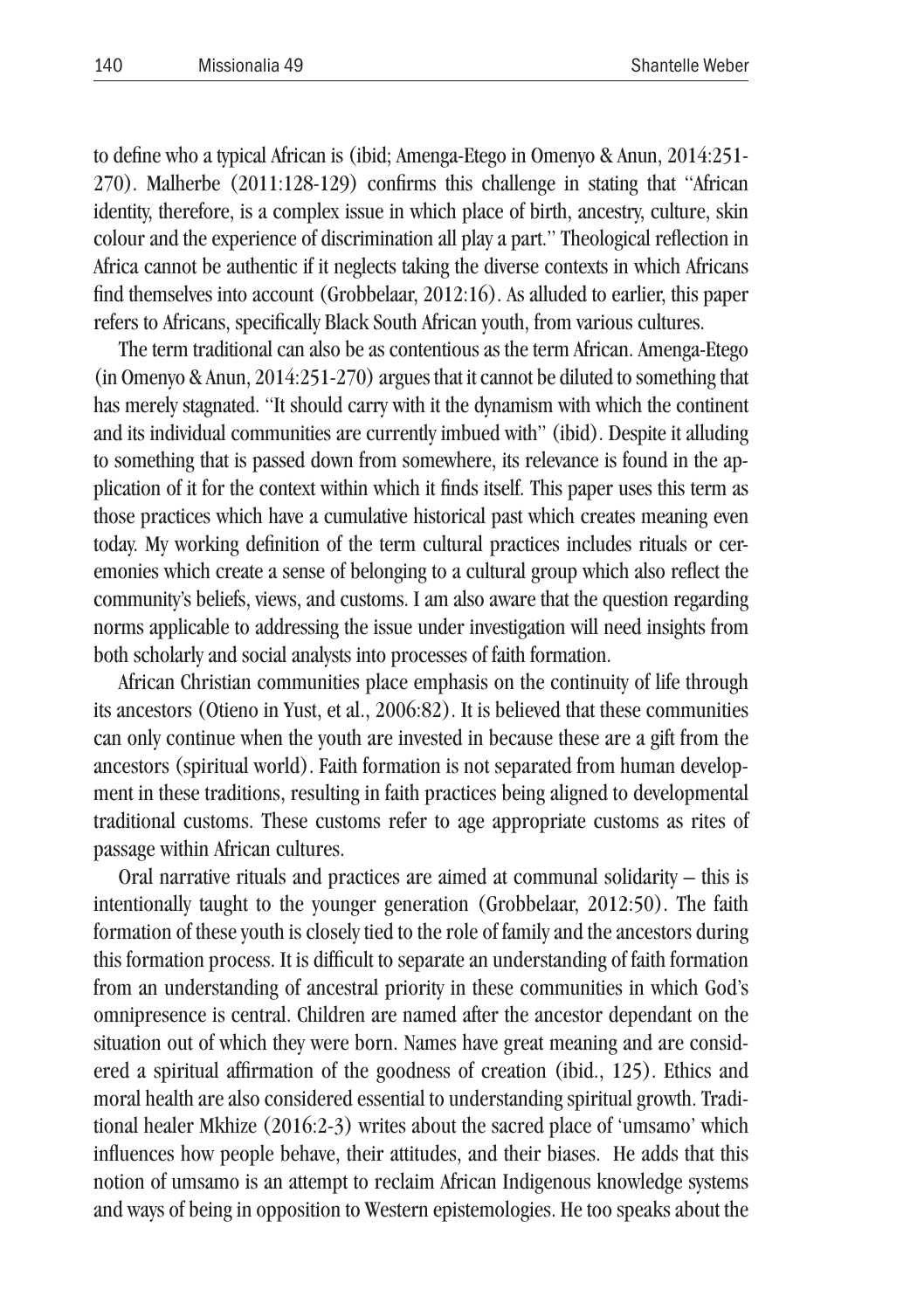to define who a typical African is (ibid; Amenga-Etego in Omenyo & Anun, 2014:251-270). Malherbe (2011:128-129) confirms this challenge in stating that "African identity, therefore, is a complex issue in which place of birth, ancestry, culture, skin colour and the experience of discrimination all play a part." Theological reflection in Africa cannot be authentic if it neglects taking the diverse contexts in which Africans find themselves into account (Grobbelaar, 2012:16). As alluded to earlier, this paper refers to Africans, specifically Black South African youth, from various cultures.

The term traditional can also be as contentious as the term African. Amenga-Etego (in Omenyo & Anun, 2014:251-270) argues that it cannot be diluted to something that has merely stagnated. "It should carry with it the dynamism with which the continent and its individual communities are currently imbued with" (ibid). Despite it alluding to something that is passed down from somewhere, its relevance is found in the application of it for the context within which it finds itself. This paper uses this term as those practices which have a cumulative historical past which creates meaning even today. My working definition of the term cultural practices includes rituals or ceremonies which create a sense of belonging to a cultural group which also reflect the community's beliefs, views, and customs. I am also aware that the question regarding norms applicable to addressing the issue under investigation will need insights from both scholarly and social analysts into processes of faith formation.

African Christian communities place emphasis on the continuity of life through its ancestors (Otieno in Yust, et al., 2006:82). It is believed that these communities can only continue when the youth are invested in because these are a gift from the ancestors (spiritual world). Faith formation is not separated from human development in these traditions, resulting in faith practices being aligned to developmental traditional customs. These customs refer to age appropriate customs as rites of passage within African cultures.

Oral narrative rituals and practices are aimed at communal solidarity – this is intentionally taught to the younger generation (Grobbelaar, 2012:50). The faith formation of these youth is closely tied to the role of family and the ancestors during this formation process. It is difficult to separate an understanding of faith formation from an understanding of ancestral priority in these communities in which God's omnipresence is central. Children are named after the ancestor dependant on the situation out of which they were born. Names have great meaning and are considered a spiritual affirmation of the goodness of creation (ibid., 125). Ethics and moral health are also considered essential to understanding spiritual growth. Traditional healer Mkhize (2016:2-3) writes about the sacred place of 'umsamo' which influences how people behave, their attitudes, and their biases. He adds that this notion of umsamo is an attempt to reclaim African Indigenous knowledge systems and ways of being in opposition to Western epistemologies. He too speaks about the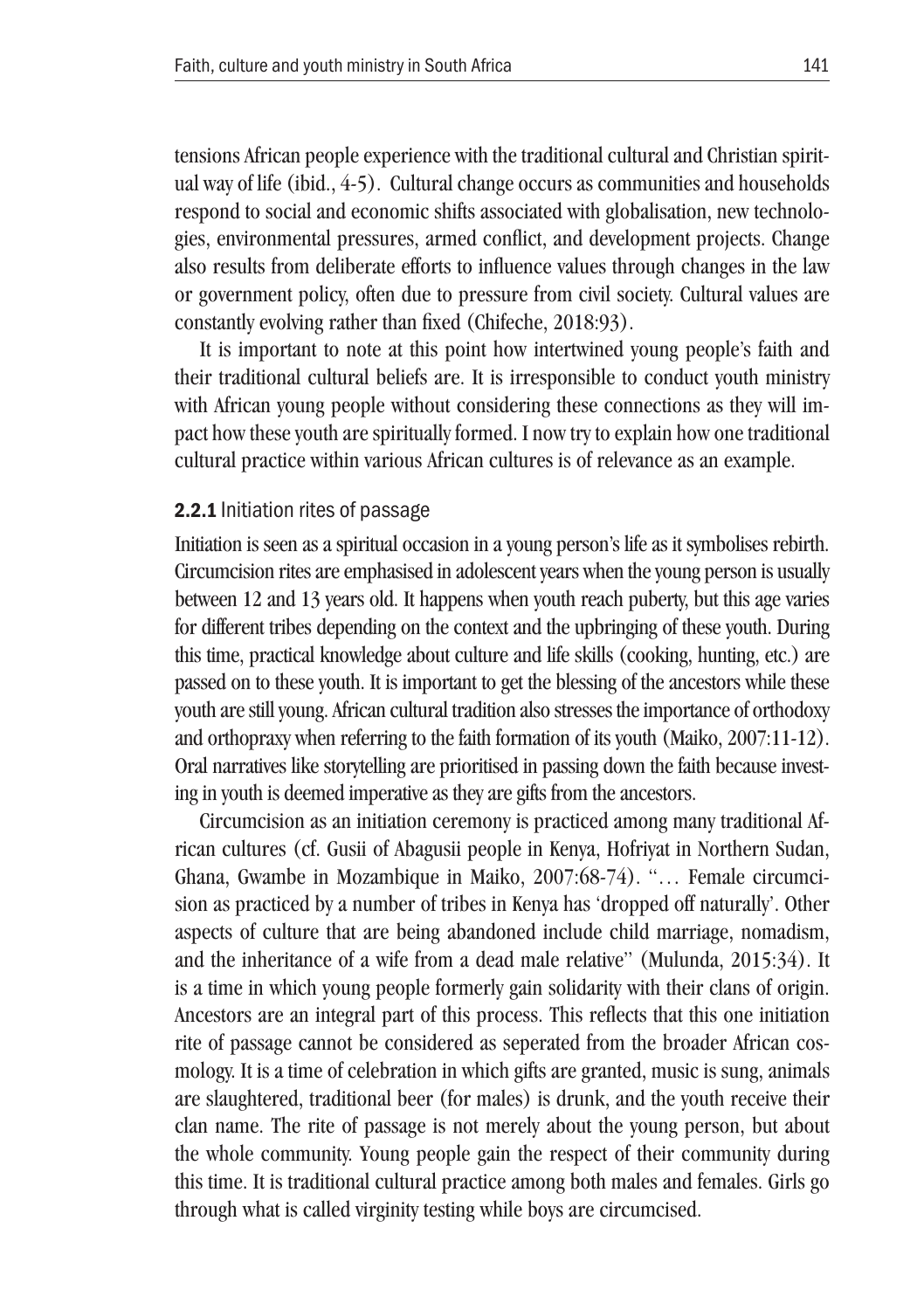tensions African people experience with the traditional cultural and Christian spiritual way of life (ibid., 4-5). Cultural change occurs as communities and households respond to social and economic shifts associated with globalisation, new technologies, environmental pressures, armed conflict, and development projects. Change also results from deliberate efforts to influence values through changes in the law or government policy, often due to pressure from civil society. Cultural values are constantly evolving rather than fixed (Chifeche, 2018:93).

It is important to note at this point how intertwined young people's faith and their traditional cultural beliefs are. It is irresponsible to conduct youth ministry with African young people without considering these connections as they will impact how these youth are spiritually formed. I now try to explain how one traditional cultural practice within various African cultures is of relevance as an example.

### **2.2.1** Initiation rites of passage

Initiation is seen as a spiritual occasion in a young person's life as it symbolises rebirth. Circumcision rites are emphasised in adolescent years when the young person is usually between 12 and 13 years old. It happens when youth reach puberty, but this age varies for different tribes depending on the context and the upbringing of these youth. During this time, practical knowledge about culture and life skills (cooking, hunting, etc.) are passed on to these youth. It is important to get the blessing of the ancestors while these youth are still young. African cultural tradition also stresses the importance of orthodoxy and orthopraxy when referring to the faith formation of its youth (Maiko, 2007:11-12). Oral narratives like storytelling are prioritised in passing down the faith because investing in youth is deemed imperative as they are gifts from the ancestors.

Circumcision as an initiation ceremony is practiced among many traditional African cultures (cf. Gusii of Abagusii people in Kenya, Hofriyat in Northern Sudan, Ghana, Gwambe in Mozambique in Maiko, 2007:68-74). "… Female circumcision as practiced by a number of tribes in Kenya has 'dropped off naturally'. Other aspects of culture that are being abandoned include child marriage, nomadism, and the inheritance of a wife from a dead male relative" (Mulunda, 2015:34). It is a time in which young people formerly gain solidarity with their clans of origin. Ancestors are an integral part of this process. This reflects that this one initiation rite of passage cannot be considered as seperated from the broader African cosmology. It is a time of celebration in which gifts are granted, music is sung, animals are slaughtered, traditional beer (for males) is drunk, and the youth receive their clan name. The rite of passage is not merely about the young person, but about the whole community. Young people gain the respect of their community during this time. It is traditional cultural practice among both males and females. Girls go through what is called virginity testing while boys are circumcised.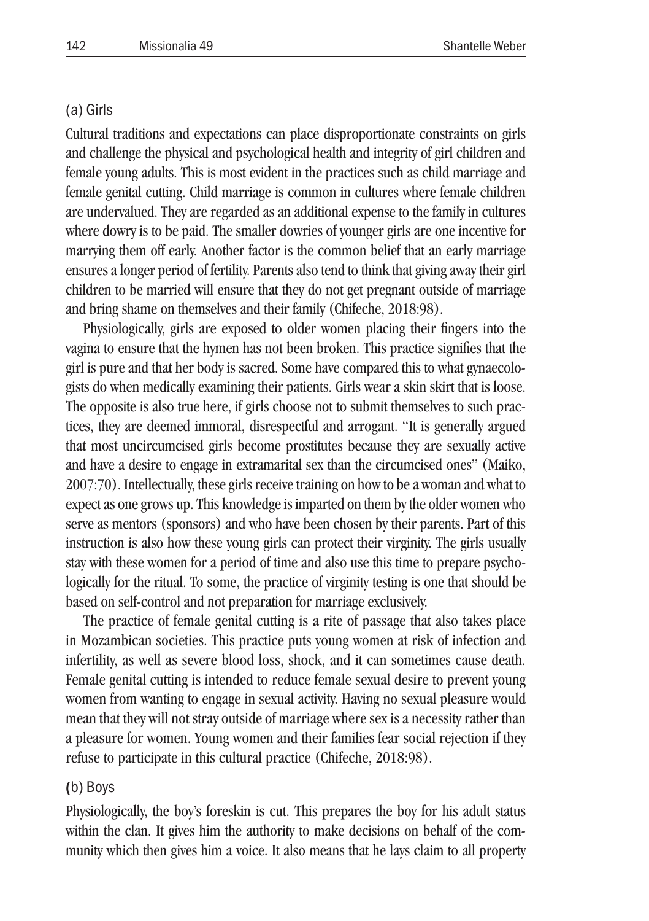### (a) Girls

Cultural traditions and expectations can place disproportionate constraints on girls and challenge the physical and psychological health and integrity of girl children and female young adults. This is most evident in the practices such as child marriage and female genital cutting. Child marriage is common in cultures where female children are undervalued. They are regarded as an additional expense to the family in cultures where dowry is to be paid. The smaller dowries of younger girls are one incentive for marrying them off early. Another factor is the common belief that an early marriage ensures a longer period of fertility. Parents also tend to think that giving away their girl children to be married will ensure that they do not get pregnant outside of marriage and bring shame on themselves and their family (Chifeche, 2018:98).

Physiologically, girls are exposed to older women placing their fingers into the vagina to ensure that the hymen has not been broken. This practice signifies that the girl is pure and that her body is sacred. Some have compared this to what gynaecologists do when medically examining their patients. Girls wear a skin skirt that is loose. The opposite is also true here, if girls choose not to submit themselves to such practices, they are deemed immoral, disrespectful and arrogant. "It is generally argued that most uncircumcised girls become prostitutes because they are sexually active and have a desire to engage in extramarital sex than the circumcised ones" (Maiko, 2007:70). Intellectually, these girls receive training on how to be a woman and what to expect as one grows up. This knowledge is imparted on them by the older women who serve as mentors (sponsors) and who have been chosen by their parents. Part of this instruction is also how these young girls can protect their virginity. The girls usually stay with these women for a period of time and also use this time to prepare psychologically for the ritual. To some, the practice of virginity testing is one that should be based on self-control and not preparation for marriage exclusively.

The practice of female genital cutting is a rite of passage that also takes place in Mozambican societies. This practice puts young women at risk of infection and infertility, as well as severe blood loss, shock, and it can sometimes cause death. Female genital cutting is intended to reduce female sexual desire to prevent young women from wanting to engage in sexual activity. Having no sexual pleasure would mean that they will not stray outside of marriage where sex is a necessity rather than a pleasure for women. Young women and their families fear social rejection if they refuse to participate in this cultural practice (Chifeche, 2018:98).

### (b) Boys

Physiologically, the boy's foreskin is cut. This prepares the boy for his adult status within the clan. It gives him the authority to make decisions on behalf of the community which then gives him a voice. It also means that he lays claim to all property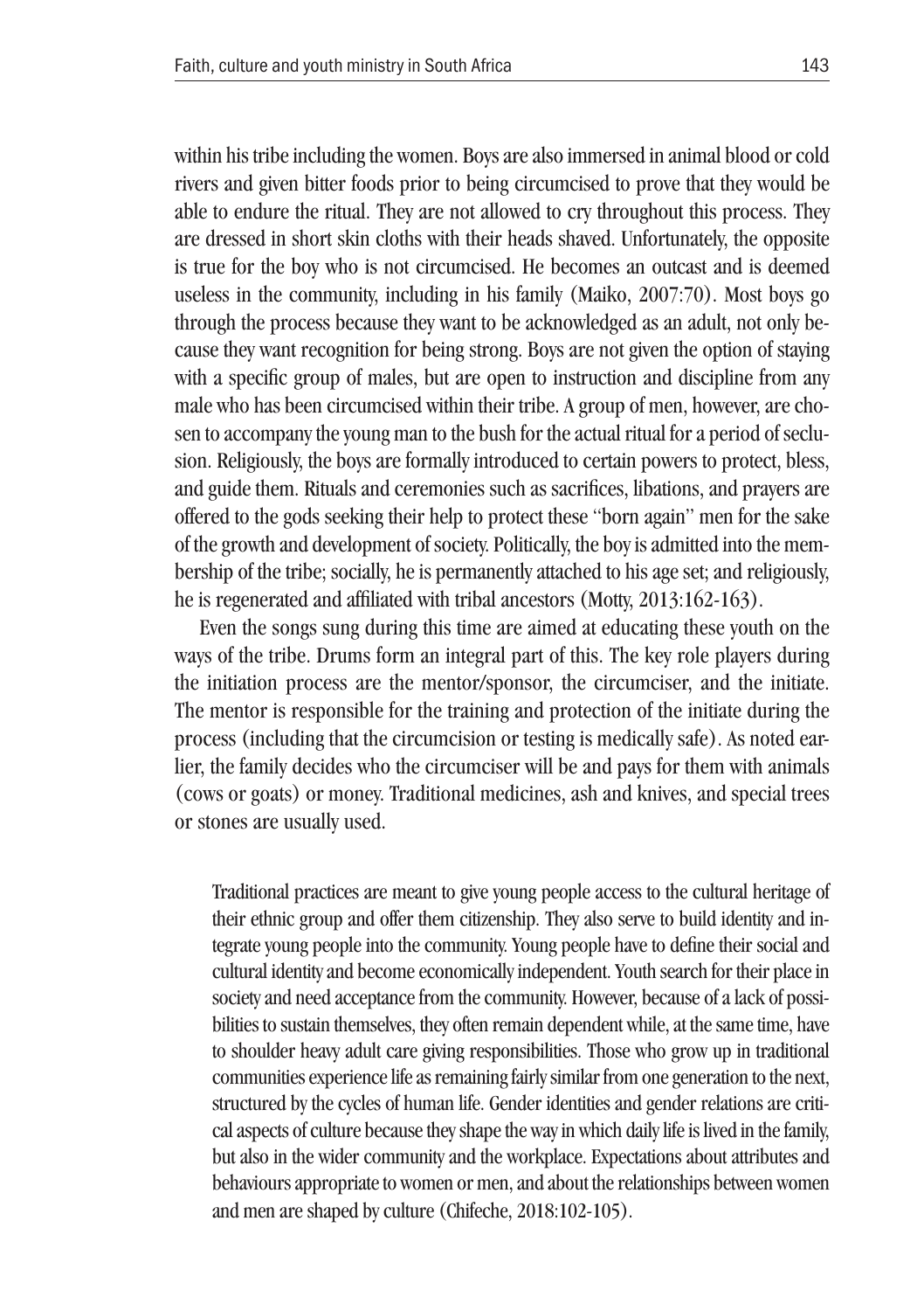within his tribe including the women. Boys are also immersed in animal blood or cold rivers and given bitter foods prior to being circumcised to prove that they would be able to endure the ritual. They are not allowed to cry throughout this process. They are dressed in short skin cloths with their heads shaved. Unfortunately, the opposite is true for the boy who is not circumcised. He becomes an outcast and is deemed useless in the community, including in his family (Maiko, 2007:70). Most boys go through the process because they want to be acknowledged as an adult, not only because they want recognition for being strong. Boys are not given the option of staying with a specific group of males, but are open to instruction and discipline from any male who has been circumcised within their tribe. A group of men, however, are chosen to accompany the young man to the bush for the actual ritual for a period of seclusion. Religiously, the boys are formally introduced to certain powers to protect, bless, and guide them. Rituals and ceremonies such as sacrifices, libations, and prayers are offered to the gods seeking their help to protect these "born again" men for the sake of the growth and development of society. Politically, the boy is admitted into the membership of the tribe; socially, he is permanently attached to his age set; and religiously, he is regenerated and affiliated with tribal ancestors (Motty, 2013:162-163).

Even the songs sung during this time are aimed at educating these youth on the ways of the tribe. Drums form an integral part of this. The key role players during the initiation process are the mentor/sponsor, the circumciser, and the initiate. The mentor is responsible for the training and protection of the initiate during the process (including that the circumcision or testing is medically safe). As noted earlier, the family decides who the circumciser will be and pays for them with animals (cows or goats) or money. Traditional medicines, ash and knives, and special trees or stones are usually used.

> Traditional practices are meant to give young people access to the cultural heritage of their ethnic group and offer them citizenship. They also serve to build identity and integrate young people into the community. Young people have to define their social and cultural identity and become economically independent. Youth search for their place in society and need acceptance from the community. However, because of a lack of possibilities to sustain themselves, they often remain dependent while, at the same time, have to shoulder heavy adult care giving responsibilities. Those who grow up in traditional communities experience life as remaining fairly similar from one generation to the next, structured by the cycles of human life. Gender identities and gender relations are critical aspects of culture because they shape the way in which daily life is lived in the family, but also in the wider community and the workplace. Expectations about attributes and behaviours appropriate to women or men, and about the relationships between women and men are shaped by culture (Chifeche, 2018:102-105).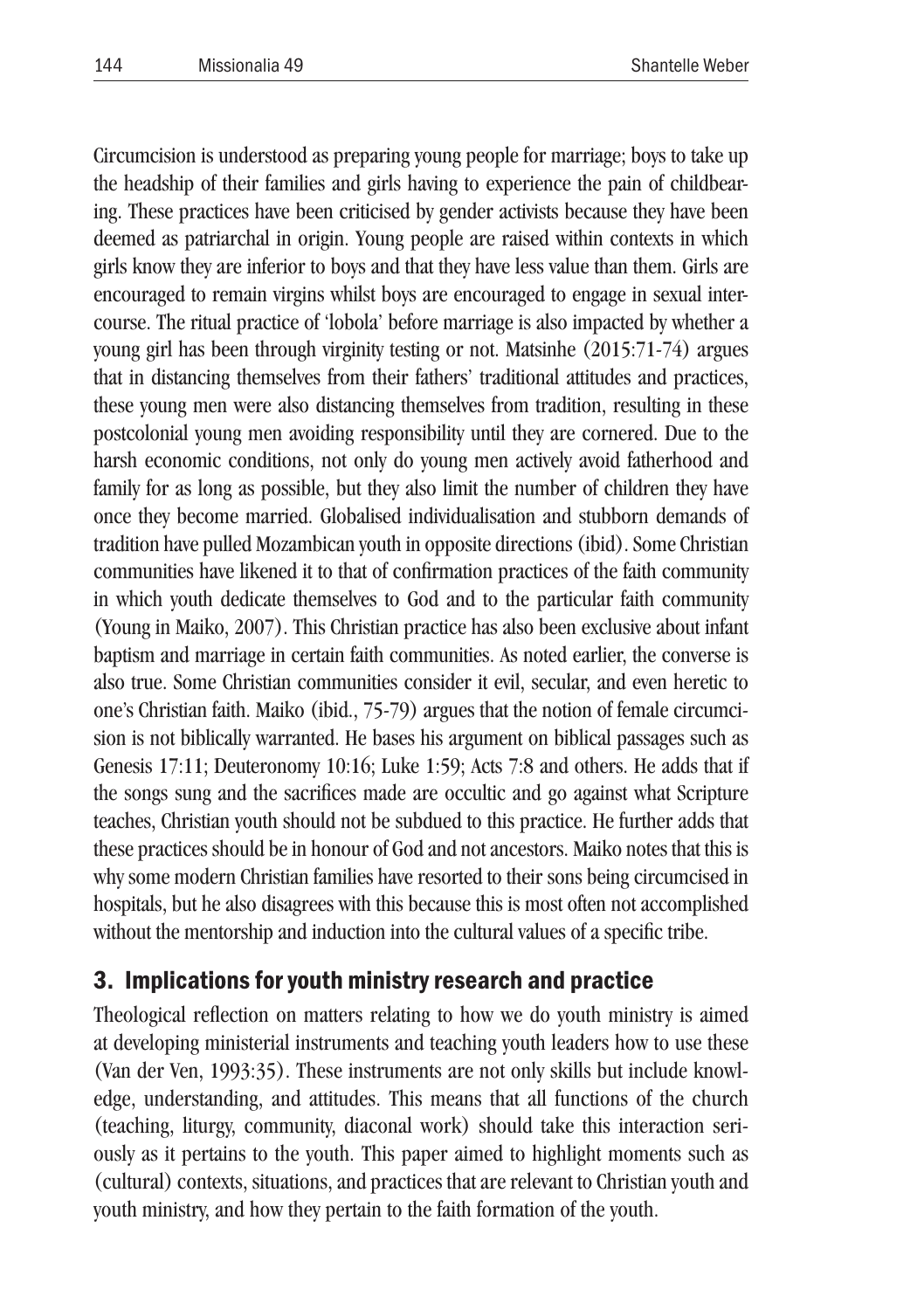Circumcision is understood as preparing young people for marriage; boys to take up the headship of their families and girls having to experience the pain of childbearing. These practices have been criticised by gender activists because they have been deemed as patriarchal in origin. Young people are raised within contexts in which girls know they are inferior to boys and that they have less value than them. Girls are encouraged to remain virgins whilst boys are encouraged to engage in sexual intercourse. The ritual practice of 'lobola' before marriage is also impacted by whether a young girl has been through virginity testing or not. Matsinhe (2015:71-74) argues that in distancing themselves from their fathers' traditional attitudes and practices, these young men were also distancing themselves from tradition, resulting in these postcolonial young men avoiding responsibility until they are cornered. Due to the harsh economic conditions, not only do young men actively avoid fatherhood and family for as long as possible, but they also limit the number of children they have once they become married. Globalised individualisation and stubborn demands of tradition have pulled Mozambican youth in opposite directions (ibid). Some Christian communities have likened it to that of confirmation practices of the faith community in which youth dedicate themselves to God and to the particular faith community (Young in Maiko, 2007). This Christian practice has also been exclusive about infant baptism and marriage in certain faith communities. As noted earlier, the converse is also true. Some Christian communities consider it evil, secular, and even heretic to one's Christian faith. Maiko (ibid., 75-79) argues that the notion of female circumcision is not biblically warranted. He bases his argument on biblical passages such as Genesis 17:11; Deuteronomy 10:16; Luke 1:59; Acts 7:8 and others. He adds that if the songs sung and the sacrifices made are occultic and go against what Scripture teaches, Christian youth should not be subdued to this practice. He further adds that these practices should be in honour of God and not ancestors. Maiko notes that this is why some modern Christian families have resorted to their sons being circumcised in hospitals, but he also disagrees with this because this is most often not accomplished without the mentorship and induction into the cultural values of a specific tribe.

## 3. Implications for youth ministry research and practice

Theological reflection on matters relating to how we do youth ministry is aimed at developing ministerial instruments and teaching youth leaders how to use these (Van der Ven, 1993:35). These instruments are not only skills but include knowledge, understanding, and attitudes. This means that all functions of the church (teaching, liturgy, community, diaconal work) should take this interaction seriously as it pertains to the youth. This paper aimed to highlight moments such as (cultural) contexts, situations, and practices that are relevant to Christian youth and youth ministry, and how they pertain to the faith formation of the youth.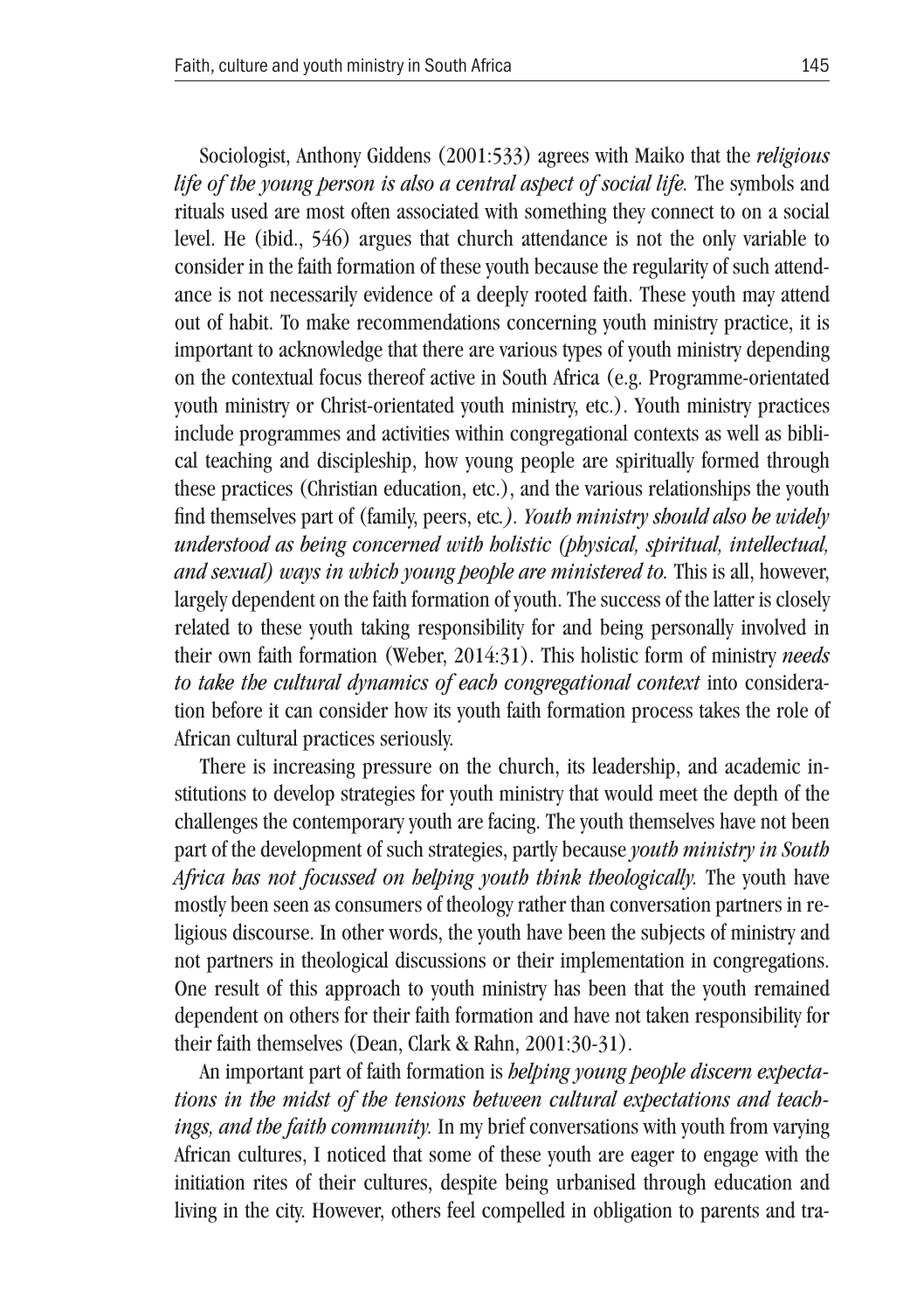Sociologist, Anthony Giddens (2001:533) agrees with Maiko that the *religious life of the young person is also a central aspect of social life.* The symbols and rituals used are most often associated with something they connect to on a social level. He (ibid., 546) argues that church attendance is not the only variable to consider in the faith formation of these youth because the regularity of such attendance is not necessarily evidence of a deeply rooted faith. These youth may attend out of habit. To make recommendations concerning youth ministry practice, it is important to acknowledge that there are various types of youth ministry depending on the contextual focus thereof active in South Africa (e.g. Programme-orientated youth ministry or Christ-orientated youth ministry, etc.). Youth ministry practices include programmes and activities within congregational contexts as well as biblical teaching and discipleship, how young people are spiritually formed through these practices (Christian education, etc.), and the various relationships the youth find themselves part of (family, peers, etc*.). Youth ministry should also be widely understood as being concerned with holistic (physical, spiritual, intellectual, and sexual) ways in which young people are ministered to.* This is all, however, largely dependent on the faith formation of youth. The success of the latter is closely related to these youth taking responsibility for and being personally involved in their own faith formation (Weber, 2014:31). This holistic form of ministry *needs to take the cultural dynamics of each congregational context* into consideration before it can consider how its youth faith formation process takes the role of African cultural practices seriously.

There is increasing pressure on the church, its leadership, and academic institutions to develop strategies for youth ministry that would meet the depth of the challenges the contemporary youth are facing. The youth themselves have not been part of the development of such strategies, partly because *youth ministry in South Africa has not focussed on helping youth think theologically.* The youth have mostly been seen as consumers of theology rather than conversation partners in religious discourse. In other words, the youth have been the subjects of ministry and not partners in theological discussions or their implementation in congregations. One result of this approach to youth ministry has been that the youth remained dependent on others for their faith formation and have not taken responsibility for their faith themselves (Dean, Clark & Rahn, 2001:30-31).

An important part of faith formation is *helping young people discern expectations in the midst of the tensions between cultural expectations and teachings, and the faith community.* In my brief conversations with youth from varying African cultures, I noticed that some of these youth are eager to engage with the initiation rites of their cultures, despite being urbanised through education and living in the city. However, others feel compelled in obligation to parents and tra-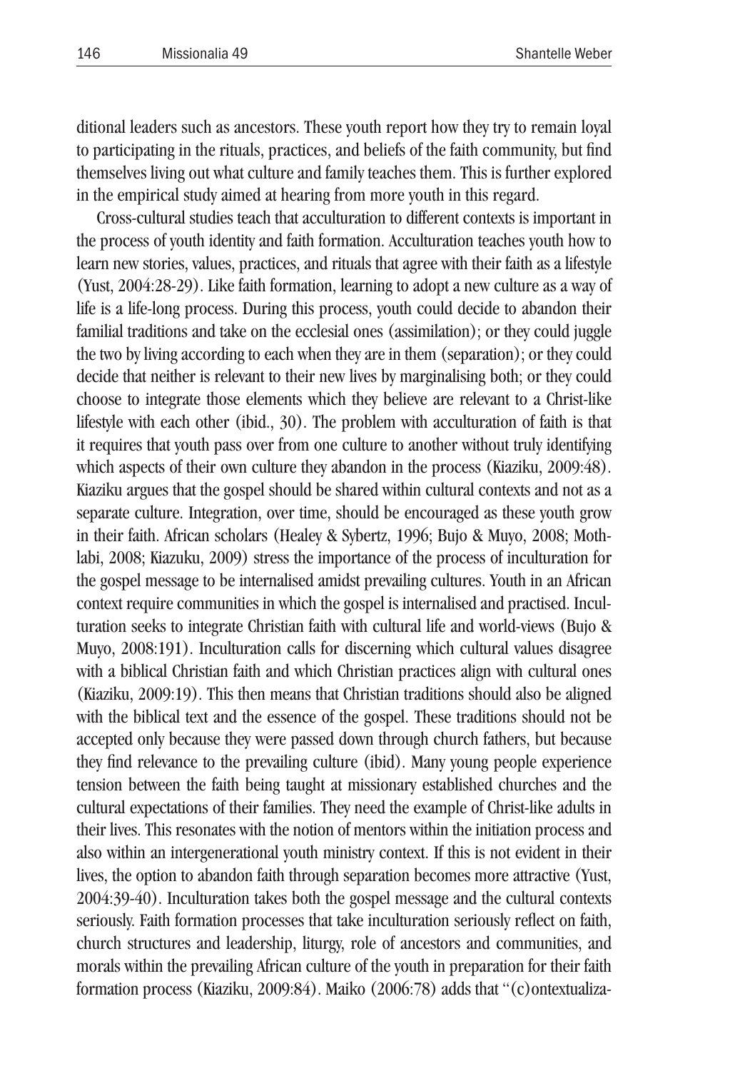ditional leaders such as ancestors. These youth report how they try to remain loyal to participating in the rituals, practices, and beliefs of the faith community, but find themselves living out what culture and family teaches them. This is further explored in the empirical study aimed at hearing from more youth in this regard.

Cross-cultural studies teach that acculturation to different contexts is important in the process of youth identity and faith formation. Acculturation teaches youth how to learn new stories, values, practices, and rituals that agree with their faith as a lifestyle (Yust, 2004:28-29). Like faith formation, learning to adopt a new culture as a way of life is a life-long process. During this process, youth could decide to abandon their familial traditions and take on the ecclesial ones (assimilation); or they could juggle the two by living according to each when they are in them (separation); or they could decide that neither is relevant to their new lives by marginalising both; or they could choose to integrate those elements which they believe are relevant to a Christ-like lifestyle with each other (ibid., 30). The problem with acculturation of faith is that it requires that youth pass over from one culture to another without truly identifying which aspects of their own culture they abandon in the process (Kiaziku, 2009:48). Kiaziku argues that the gospel should be shared within cultural contexts and not as a separate culture. Integration, over time, should be encouraged as these youth grow in their faith. African scholars (Healey & Sybertz, 1996; Bujo & Muyo, 2008; Mothlabi, 2008; Kiazuku, 2009) stress the importance of the process of inculturation for the gospel message to be internalised amidst prevailing cultures. Youth in an African context require communities in which the gospel is internalised and practised. Inculturation seeks to integrate Christian faith with cultural life and world-views (Bujo & Muyo, 2008:191). Inculturation calls for discerning which cultural values disagree with a biblical Christian faith and which Christian practices align with cultural ones (Kiaziku, 2009:19). This then means that Christian traditions should also be aligned with the biblical text and the essence of the gospel. These traditions should not be accepted only because they were passed down through church fathers, but because they find relevance to the prevailing culture (ibid). Many young people experience tension between the faith being taught at missionary established churches and the cultural expectations of their families. They need the example of Christ-like adults in their lives. This resonates with the notion of mentors within the initiation process and also within an intergenerational youth ministry context. If this is not evident in their lives, the option to abandon faith through separation becomes more attractive (Yust, 2004:39-40). Inculturation takes both the gospel message and the cultural contexts seriously. Faith formation processes that take inculturation seriously reflect on faith, church structures and leadership, liturgy, role of ancestors and communities, and morals within the prevailing African culture of the youth in preparation for their faith formation process (Kiaziku, 2009:84). Maiko (2006:78) adds that "(c)ontextualiza-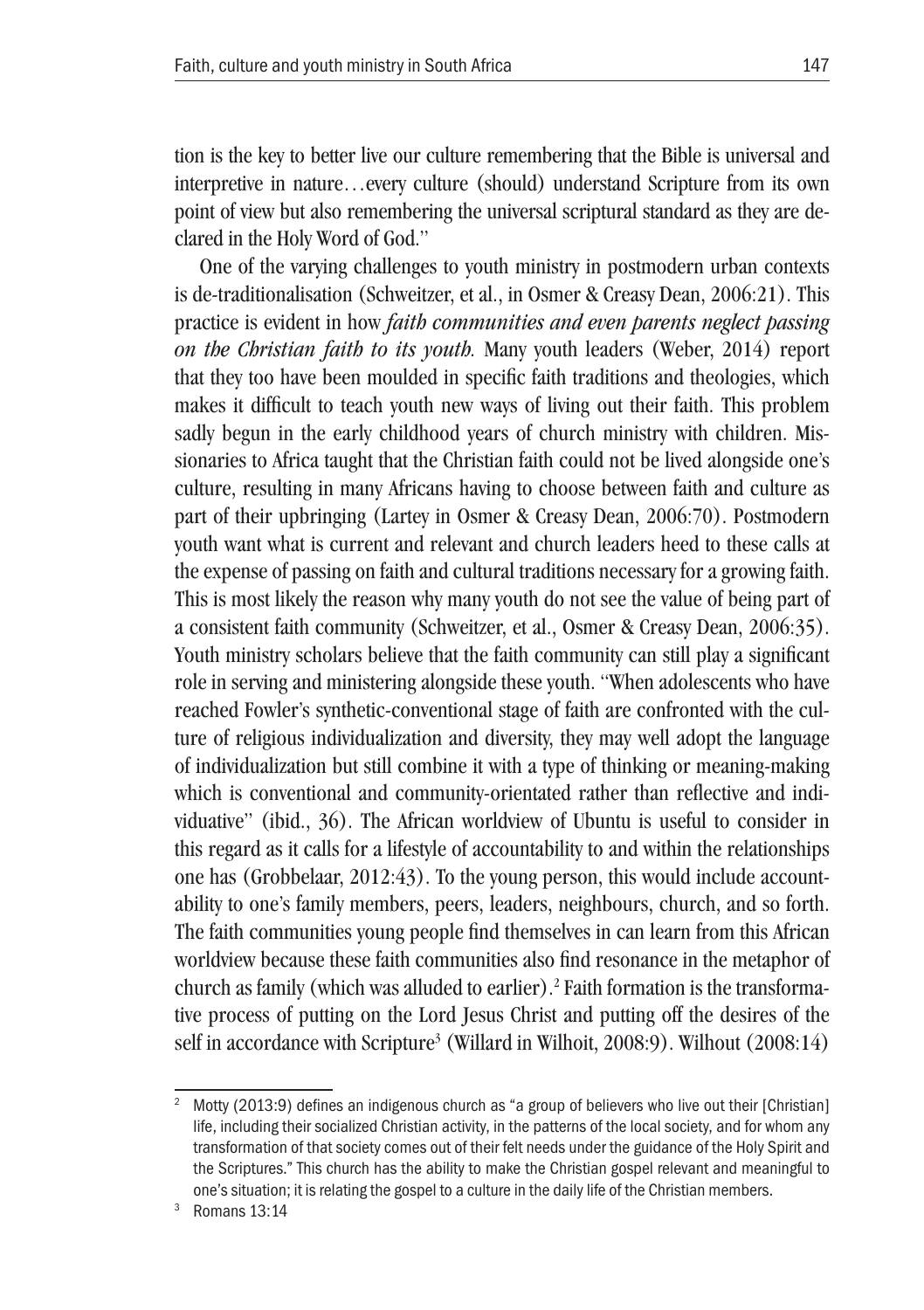tion is the key to better live our culture remembering that the Bible is universal and interpretive in nature…every culture (should) understand Scripture from its own point of view but also remembering the universal scriptural standard as they are declared in the Holy Word of God."

One of the varying challenges to youth ministry in postmodern urban contexts is de-traditionalisation (Schweitzer, et al., in Osmer & Creasy Dean, 2006:21). This practice is evident in how *faith communities and even parents neglect passing on the Christian faith to its youth.* Many youth leaders (Weber, 2014) report that they too have been moulded in specific faith traditions and theologies, which makes it difficult to teach youth new ways of living out their faith. This problem sadly begun in the early childhood years of church ministry with children. Missionaries to Africa taught that the Christian faith could not be lived alongside one's culture, resulting in many Africans having to choose between faith and culture as part of their upbringing (Lartey in Osmer & Creasy Dean, 2006:70). Postmodern youth want what is current and relevant and church leaders heed to these calls at the expense of passing on faith and cultural traditions necessary for a growing faith. This is most likely the reason why many youth do not see the value of being part of a consistent faith community (Schweitzer, et al., Osmer & Creasy Dean, 2006:35). Youth ministry scholars believe that the faith community can still play a significant role in serving and ministering alongside these youth. "When adolescents who have reached Fowler's synthetic-conventional stage of faith are confronted with the culture of religious individualization and diversity, they may well adopt the language of individualization but still combine it with a type of thinking or meaning-making which is conventional and community-orientated rather than reflective and individuative" (ibid., 36). The African worldview of Ubuntu is useful to consider in this regard as it calls for a lifestyle of accountability to and within the relationships one has (Grobbelaar, 2012:43). To the young person, this would include accountability to one's family members, peers, leaders, neighbours, church, and so forth. The faith communities young people find themselves in can learn from this African worldview because these faith communities also find resonance in the metaphor of church as family (which was alluded to earlier).[2] Faith formation is the transformative process of putting on the Lord Jesus Christ and putting off the desires of the self in accordance with Scripture[3] (Willard in Wilhoit, 2008:9). Wilhout (2008:14)

---

[2] Motty (2013:9) defines an indigenous church as "a group of believers who live out their [Christian] life, including their socialized Christian activity, in the patterns of the local society, and for whom any transformation of that society comes out of their felt needs under the guidance of the Holy Spirit and the Scriptures." This church has the ability to make the Christian gospel relevant and meaningful to one's situation; it is relating the gospel to a culture in the daily life of the Christian members.

[3] Romans 13:14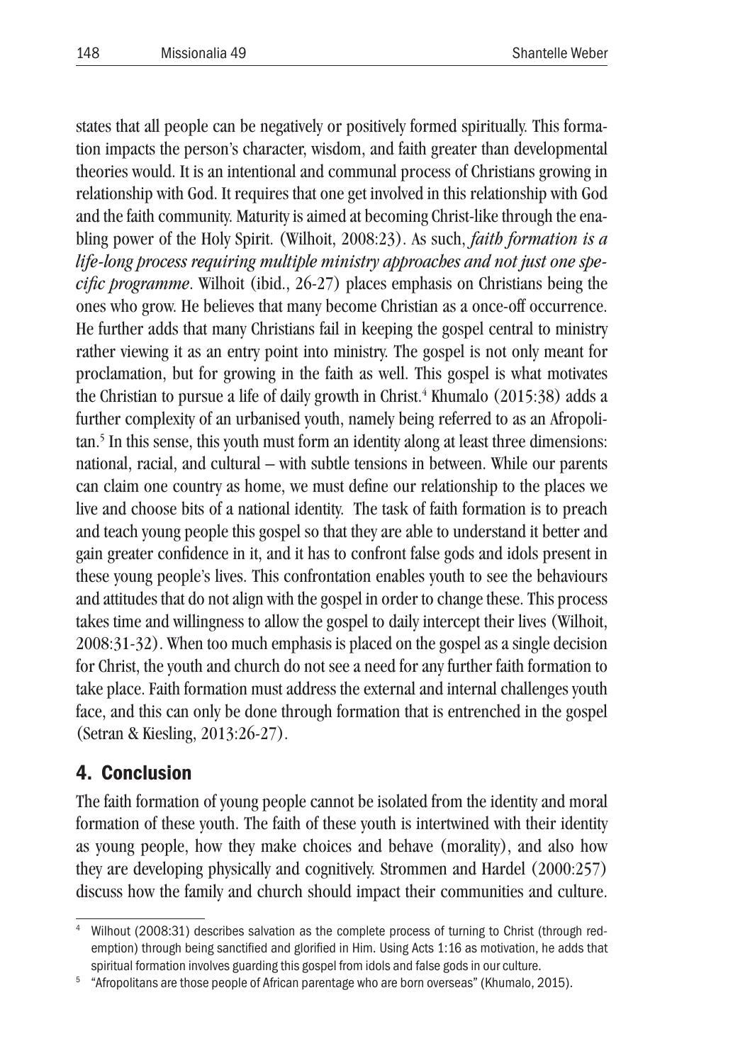states that all people can be negatively or positively formed spiritually. This formation impacts the person's character, wisdom, and faith greater than developmental theories would. It is an intentional and communal process of Christians growing in relationship with God. It requires that one get involved in this relationship with God and the faith community. Maturity is aimed at becoming Christ-like through the enabling power of the Holy Spirit. (Wilhoit, 2008:23). As such, *faith formation is a life-long process requiring multiple ministry approaches and not just one specific programme*. Wilhoit (ibid., 26-27) places emphasis on Christians being the ones who grow. He believes that many become Christian as a once-off occurrence. He further adds that many Christians fail in keeping the gospel central to ministry rather viewing it as an entry point into ministry. The gospel is not only meant for proclamation, but for growing in the faith as well. This gospel is what motivates the Christian to pursue a life of daily growth in Christ.[4] Khumalo (2015:38) adds a further complexity of an urbanised youth, namely being referred to as an Afropolitan.[5] In this sense, this youth must form an identity along at least three dimensions: national, racial, and cultural – with subtle tensions in between. While our parents can claim one country as home, we must define our relationship to the places we live and choose bits of a national identity. The task of faith formation is to preach and teach young people this gospel so that they are able to understand it better and gain greater confidence in it, and it has to confront false gods and idols present in these young people's lives. This confrontation enables youth to see the behaviours and attitudes that do not align with the gospel in order to change these. This process takes time and willingness to allow the gospel to daily intercept their lives (Wilhoit, 2008:31-32). When too much emphasis is placed on the gospel as a single decision for Christ, the youth and church do not see a need for any further faith formation to take place. Faith formation must address the external and internal challenges youth face, and this can only be done through formation that is entrenched in the gospel (Setran & Kiesling, 2013:26-27).

## 4. Conclusion

The faith formation of young people cannot be isolated from the identity and moral formation of these youth. The faith of these youth is intertwined with their identity as young people, how they make choices and behave (morality), and also how they are developing physically and cognitively. Strommen and Hardel (2000:257) discuss how the family and church should impact their communities and culture.

[4] Wilhout (2008:31) describes salvation as the complete process of turning to Christ (through redemption) through being sanctified and glorified in Him. Using Acts 1:16 as motivation, he adds that spiritual formation involves guarding this gospel from idols and false gods in our culture.

[5] "Afropolitans are those people of African parentage who are born overseas" (Khumalo, 2015).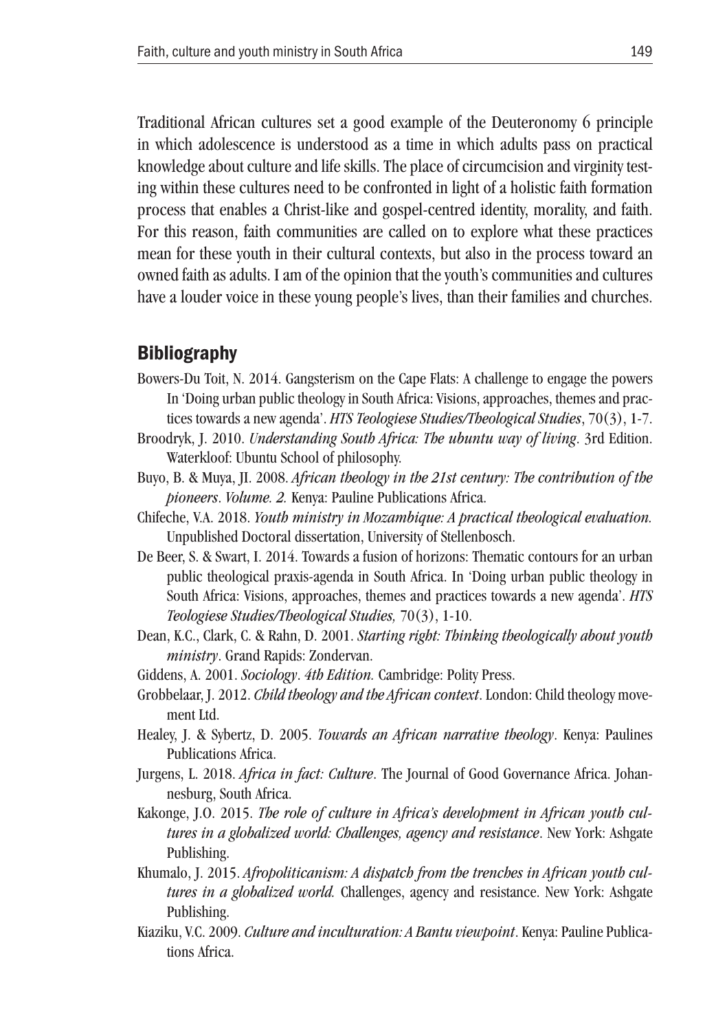Traditional African cultures set a good example of the Deuteronomy 6 principle in which adolescence is understood as a time in which adults pass on practical knowledge about culture and life skills. The place of circumcision and virginity testing within these cultures need to be confronted in light of a holistic faith formation process that enables a Christ-like and gospel-centred identity, morality, and faith. For this reason, faith communities are called on to explore what these practices mean for these youth in their cultural contexts, but also in the process toward an owned faith as adults. I am of the opinion that the youth's communities and cultures have a louder voice in these young people's lives, than their families and churches.

## Bibliography

Bowers-Du Toit, N. 2014. Gangsterism on the Cape Flats: A challenge to engage the powers In 'Doing urban public theology in South Africa: Visions, approaches, themes and practices towards a new agenda'. *HTS Teologiese Studies/Theological Studies*, 70(3), 1-7.

Broodryk, J. 2010. *Understanding South Africa: The ubuntu way of living*. 3rd Edition. Waterkloof: Ubuntu School of philosophy.

Buyo, B. & Muya, JI. 2008. *African theology in the 21st century: The contribution of the pioneers*. *Volume. 2.* Kenya: Pauline Publications Africa.

Chifeche, V.A. 2018. *Youth ministry in Mozambique: A practical theological evaluation.* Unpublished Doctoral dissertation, University of Stellenbosch.

De Beer, S. & Swart, I. 2014. Towards a fusion of horizons: Thematic contours for an urban public theological praxis-agenda in South Africa. In 'Doing urban public theology in South Africa: Visions, approaches, themes and practices towards a new agenda'. *HTS Teologiese Studies/Theological Studies,* 70(3), 1-10.

Dean, K.C., Clark, C. & Rahn, D. 2001. *Starting right: Thinking theologically about youth ministry*. Grand Rapids: Zondervan.

Giddens, A. 2001. *Sociology*. *4th Edition.* Cambridge: Polity Press.

Grobbelaar, J. 2012. *Child theology and the African context*. London: Child theology movement Ltd.

Healey, J. & Sybertz, D. 2005. *Towards an African narrative theology*. Kenya: Paulines Publications Africa.

Jurgens, L. 2018. *Africa in fact: Culture*. The Journal of Good Governance Africa. Johannesburg, South Africa.

Kakonge, J.O. 2015. *The role of culture in Africa's development in African youth cultures in a globalized world: Challenges, agency and resistance*. New York: Ashgate Publishing.

Khumalo, J. 2015. *Afropoliticanism: A dispatch from the trenches in African youth cultures in a globalized world.* Challenges, agency and resistance. New York: Ashgate Publishing.

Kiaziku, V.C. 2009. *Culture and inculturation: A Bantu viewpoint*. Kenya: Pauline Publications Africa.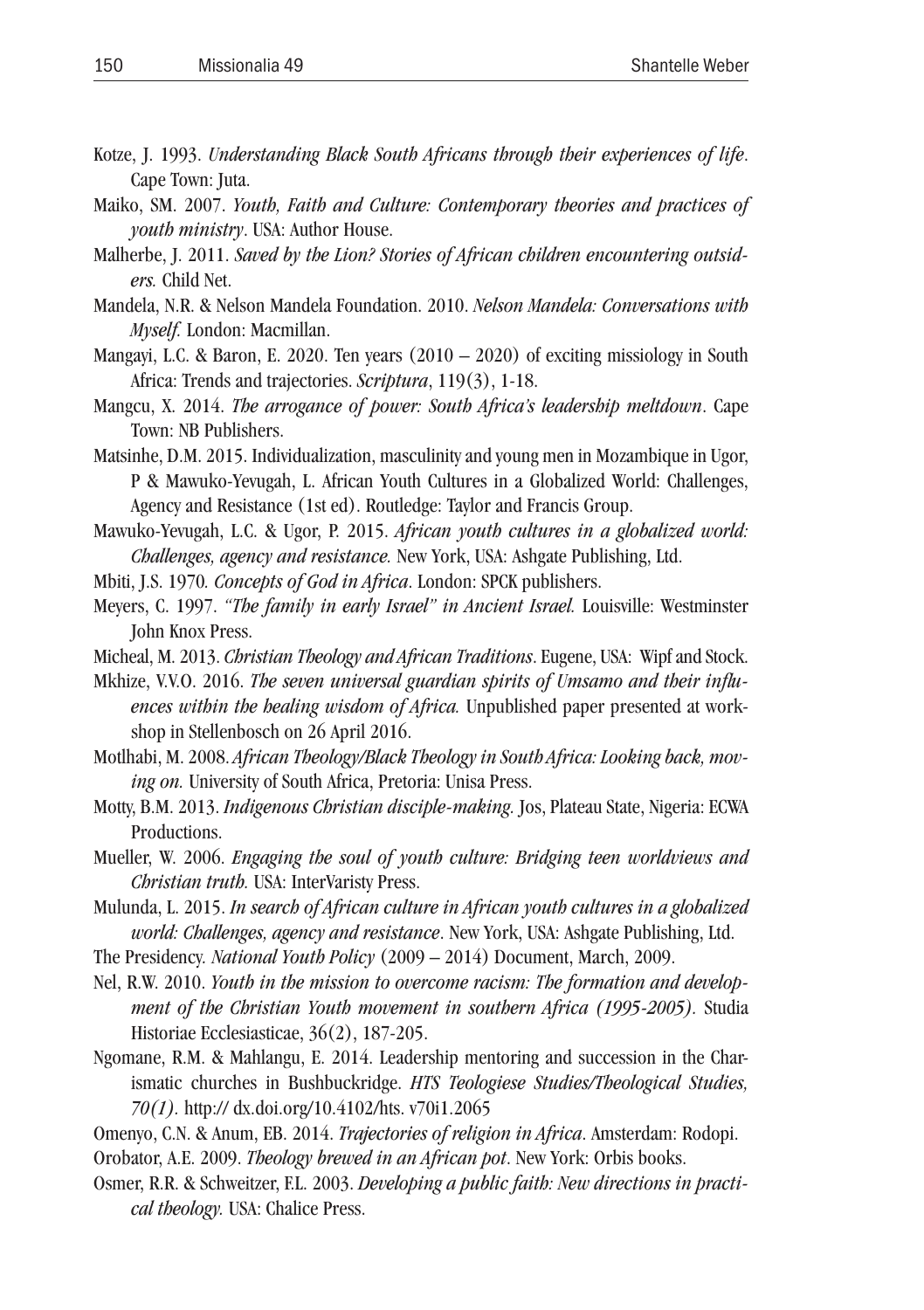Kotze, J. 1993. *Understanding Black South Africans through their experiences of life*. Cape Town: Juta.

Maiko, SM. 2007. *Youth, Faith and Culture: Contemporary theories and practices of youth ministry*. USA: Author House.

Malherbe, J. 2011. *Saved by the Lion? Stories of African children encountering outsiders.* Child Net.

Mandela, N.R. & Nelson Mandela Foundation. 2010. *Nelson Mandela: Conversations with Myself.* London: Macmillan.

Mangayi, L.C. & Baron, E. 2020. Ten years (2010 – 2020) of exciting missiology in South Africa: Trends and trajectories. *Scriptura*, 119(3), 1-18.

Mangcu, X. 2014. *The arrogance of power: South Africa's leadership meltdown*. Cape Town: NB Publishers.

Matsinhe, D.M. 2015. Individualization, masculinity and young men in Mozambique in Ugor, P & Mawuko-Yevugah, L. African Youth Cultures in a Globalized World: Challenges, Agency and Resistance (1st ed). Routledge: Taylor and Francis Group.

Mawuko-Yevugah, L.C. & Ugor, P. 2015. *African youth cultures in a globalized world: Challenges, agency and resistance.* New York, USA: Ashgate Publishing, Ltd.

Mbiti, J.S. 1970*. Concepts of God in Africa*. London: SPCK publishers.

Meyers, C. 1997. *"The family in early Israel" in Ancient Israel.* Louisville: Westminster John Knox Press.

Micheal, M. 2013. *Christian Theology and African Traditions*. Eugene, USA: Wipf and Stock.

Mkhize, V.V.O. 2016. *The seven universal guardian spirits of Umsamo and their influences within the healing wisdom of Africa.* Unpublished paper presented at workshop in Stellenbosch on 26 April 2016.

Motlhabi, M. 2008. *African Theology/Black Theology in South Africa: Looking back, moving on.* University of South Africa, Pretoria: Unisa Press.

Motty, B.M. 2013. *Indigenous Christian disciple-making.* Jos, Plateau State, Nigeria: ECWA Productions.

Mueller, W. 2006. *Engaging the soul of youth culture: Bridging teen worldviews and Christian truth.* USA: InterVaristy Press.

Mulunda, L. 2015. *In search of African culture in African youth cultures in a globalized world: Challenges, agency and resistance*. New York, USA: Ashgate Publishing, Ltd.

The Presidency. *National Youth Policy* (2009 – 2014) Document, March, 2009.

Nel, R.W. 2010. *Youth in the mission to overcome racism: The formation and development of the Christian Youth movement in southern Africa (1995-2005).* Studia Historiae Ecclesiasticae, 36(2), 187-205.

Ngomane, R.M. & Mahlangu, E. 2014. Leadership mentoring and succession in the Charismatic churches in Bushbuckridge. *HTS Teologiese Studies/Theological Studies, 70(1).* http:// dx.doi.org/10.4102/hts. v70i1.2065

Omenyo, C.N. & Anum, EB. 2014. *Trajectories of religion in Africa*. Amsterdam: Rodopi.

Orobator, A.E. 2009. *Theology brewed in an African pot*. New York: Orbis books.

Osmer, R.R. & Schweitzer, F.L. 2003. *Developing a public faith: New directions in practical theology.* USA: Chalice Press.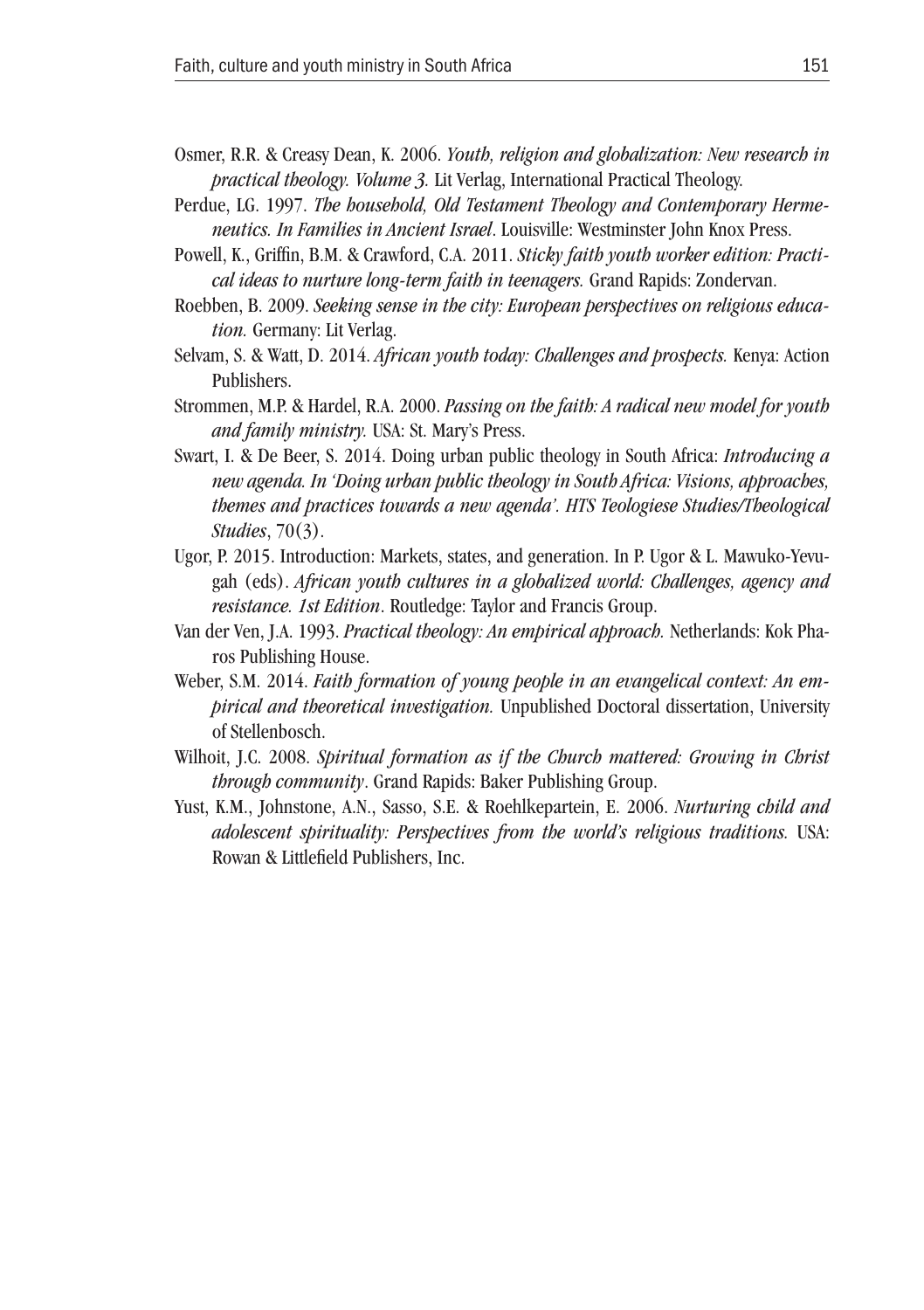Osmer, R.R. & Creasy Dean, K. 2006. *Youth, religion and globalization: New research in practical theology. Volume 3.* Lit Verlag, International Practical Theology.

Perdue, LG. 1997. *The household, Old Testament Theology and Contemporary Hermeneutics. In Families in Ancient Israel*. Louisville: Westminster John Knox Press.

Powell, K., Griffin, B.M. & Crawford, C.A. 2011. *Sticky faith youth worker edition: Practical ideas to nurture long-term faith in teenagers.* Grand Rapids: Zondervan.

Roebben, B. 2009. *Seeking sense in the city: European perspectives on religious education.* Germany: Lit Verlag.

Selvam, S. & Watt, D. 2014. *African youth today: Challenges and prospects.* Kenya: Action Publishers.

Strommen, M.P. & Hardel, R.A. 2000. *Passing on the faith: A radical new model for youth and family ministry.* USA: St. Mary's Press.

Swart, I. & De Beer, S. 2014. Doing urban public theology in South Africa: *Introducing a new agenda. In 'Doing urban public theology in South Africa: Visions, approaches, themes and practices towards a new agenda'. HTS Teologiese Studies/Theological Studies*, 70(3).

Ugor, P. 2015. Introduction: Markets, states, and generation. In P. Ugor & L. Mawuko-Yevugah (eds). *African youth cultures in a globalized world: Challenges, agency and resistance. 1st Edition*. Routledge: Taylor and Francis Group.

Van der Ven, J.A. 1993. *Practical theology: An empirical approach.* Netherlands: Kok Pharos Publishing House.

Weber, S.M. 2014. *Faith formation of young people in an evangelical context: An empirical and theoretical investigation.* Unpublished Doctoral dissertation, University of Stellenbosch.

Wilhoit, J.C. 2008. *Spiritual formation as if the Church mattered: Growing in Christ through community*. Grand Rapids: Baker Publishing Group.

Yust, K.M., Johnstone, A.N., Sasso, S.E. & Roehlkepartein, E. 2006. *Nurturing child and adolescent spirituality: Perspectives from the world's religious traditions.* USA: Rowan & Littlefield Publishers, Inc.